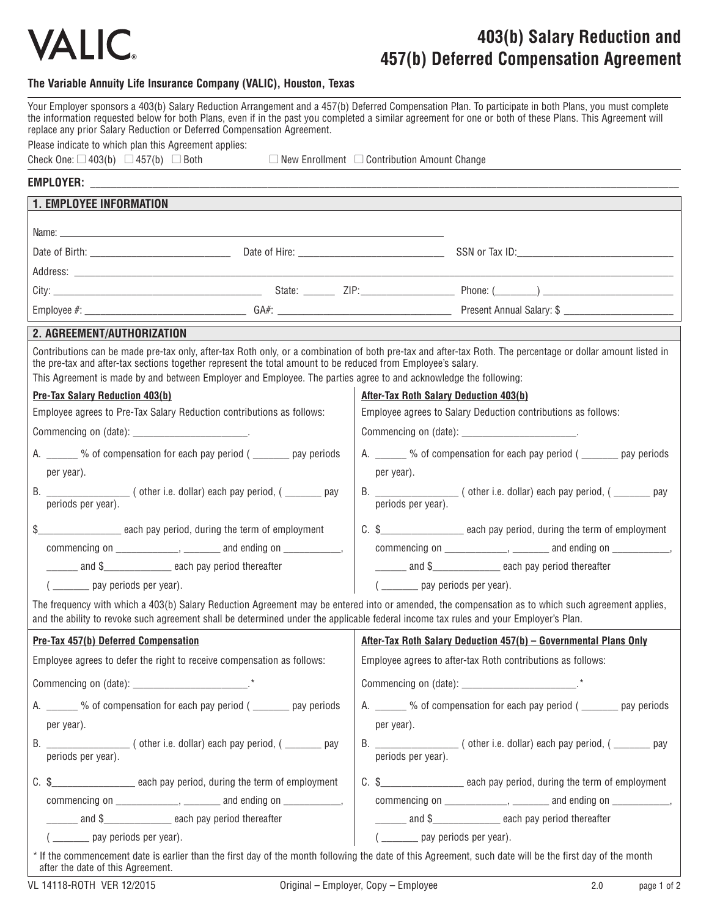# VALIC

# 403(b) Salary Reduction and 457(b) Deferred Compensation Agreement

**The Variable Annuity Life Insurance Company (VALIC), Houston, Texas**

Your Employer sponsors a 403(b) Salary Reduction Arrangement and a 457(b) Deferred Compensation Plan. To participate in both Plans, you must complete the information requested below for both Plans, even if in the past you completed a similar agreement for one or both of these Plans. This Agreement will replace any prior Salary Reduction or Deferred Compensation Agreement.

Please indicate to which plan this Agreement applies:

Check One: ☐ 403(b) ☐ 457(b) ☐ Both ☐ New Enrollment ☐ Contribution Amount Change

**EMPLOYER:** ______________________________

## 1. EMPLOYEE INFORMATION

Name: ______________________________

Date of Birth: ______________ Date of Hire: ______________ SSN or Tax ID: ______________

Address: ______________________________

City: ______________ State: ______ ZIP: ______________ Phone: (________) ______________

Employee #: ______________ GA#: ______________ Present Annual Salary: $ ______________

## 2. AGREEMENT/AUTHORIZATION

Contributions can be made pre-tax only, after-tax Roth only, or a combination of both pre-tax and after-tax Roth. The percentage or dollar amount listed in the pre-tax and after-tax sections together represent the total amount to be reduced from Employee's salary.

This Agreement is made by and between Employer and Employee. The parties agree to and acknowledge the following:

**Pre-Tax Salary Reduction 403(b)**

Employee agrees to Pre-Tax Salary Reduction contributions as follows:

Commencing on (date): ______________.

A. ______ % of compensation for each pay period ( _______ pay periods per year).

B. _______________ ( other i.e. dollar) each pay period, ( _______ pay periods per year).

$_______________ each pay period, during the term of employment commencing on ___________, _______ and ending on ___________, ______ and $____________ each pay period thereafter ( _______ pay periods per year).

**After-Tax Roth Salary Deduction 403(b)**

Employee agrees to Salary Deduction contributions as follows:

Commencing on (date): ______________.

A. ______ % of compensation for each pay period ( _______ pay periods per year).

B. _______________ ( other i.e. dollar) each pay period, ( _______ pay periods per year).

C. $_______________ each pay period, during the term of employment commencing on ___________, _______ and ending on ___________, ______ and $____________ each pay period thereafter ( _______ pay periods per year).

The frequency with which a 403(b) Salary Reduction Agreement may be entered into or amended, the compensation as to which such agreement applies, and the ability to revoke such agreement shall be determined under the applicable federal income tax rules and your Employer's Plan.

**Pre-Tax 457(b) Deferred Compensation**

Employee agrees to defer the right to receive compensation as follows:

Commencing on (date): ______________.*

A. ______ % of compensation for each pay period ( _______ pay periods per year).

B. _______________ ( other i.e. dollar) each pay period, ( _______ pay periods per year).

C. $_______________ each pay period, during the term of employment commencing on ___________, _______ and ending on ___________, ______ and $____________ each pay period thereafter ( _______ pay periods per year).

**After-Tax Roth Salary Deduction 457(b) – Governmental Plans Only**

Employee agrees to after-tax Roth contributions as follows:

Commencing on (date): ______________.*

A. ______ % of compensation for each pay period ( _______ pay periods per year).

B. _______________ ( other i.e. dollar) each pay period, ( _______ pay periods per year).

C. $_______________ each pay period, during the term of employment commencing on ___________, _______ and ending on ___________, ______ and $____________ each pay period thereafter ( _______ pay periods per year).

\* If the commencement date is earlier than the first day of the month following the date of this Agreement, such date will be the first day of the month after the date of this Agreement.

VL 14118-ROTH VER 12/2015 Original – Employer, Copy – Employee 2.0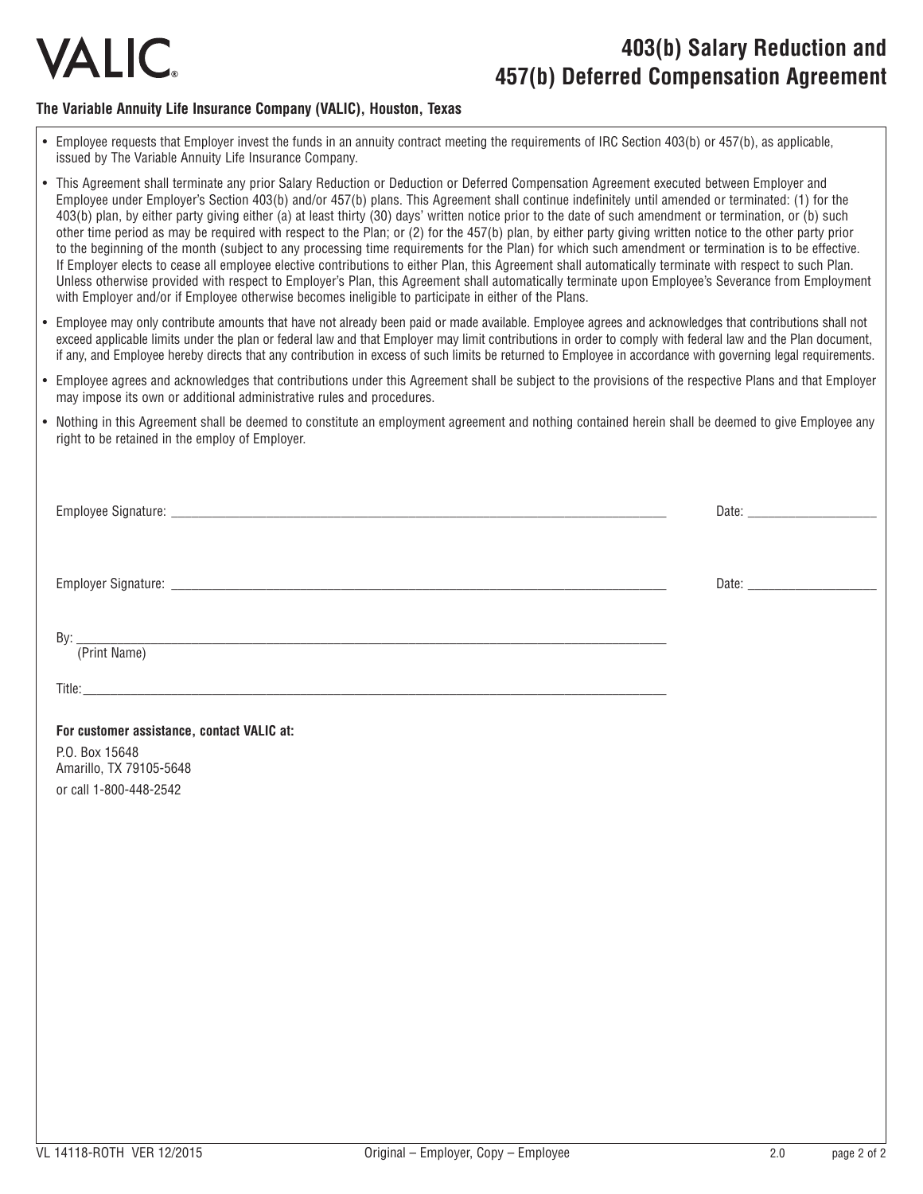VALIC

# 403(b) Salary Reduction and 457(b) Deferred Compensation Agreement

**The Variable Annuity Life Insurance Company (VALIC), Houston, Texas**

- Employee requests that Employer invest the funds in an annuity contract meeting the requirements of IRC Section 403(b) or 457(b), as applicable, issued by The Variable Annuity Life Insurance Company.
- This Agreement shall terminate any prior Salary Reduction or Deduction or Deferred Compensation Agreement executed between Employer and Employee under Employer's Section 403(b) and/or 457(b) plans. This Agreement shall continue indefinitely until amended or terminated: (1) for the 403(b) plan, by either party giving either (a) at least thirty (30) days' written notice prior to the date of such amendment or termination, or (b) such other time period as may be required with respect to the Plan; or (2) for the 457(b) plan, by either party giving written notice to the other party prior to the beginning of the month (subject to any processing time requirements for the Plan) for which such amendment or termination is to be effective. If Employer elects to cease all employee elective contributions to either Plan, this Agreement shall automatically terminate with respect to such Plan. Unless otherwise provided with respect to Employer's Plan, this Agreement shall automatically terminate upon Employee's Severance from Employment with Employer and/or if Employee otherwise becomes ineligible to participate in either of the Plans.
- Employee may only contribute amounts that have not already been paid or made available. Employee agrees and acknowledges that contributions shall not exceed applicable limits under the plan or federal law and that Employer may limit contributions in order to comply with federal law and the Plan document, if any, and Employee hereby directs that any contribution in excess of such limits be returned to Employee in accordance with governing legal requirements.
- Employee agrees and acknowledges that contributions under this Agreement shall be subject to the provisions of the respective Plans and that Employer may impose its own or additional administrative rules and procedures.
- Nothing in this Agreement shall be deemed to constitute an employment agreement and nothing contained herein shall be deemed to give Employee any right to be retained in the employ of Employer.

Employee Signature: ______________________________ Date: ______________

Employer Signature: ______________________________ Date: ______________

By: ______________________________
(Print Name)

Title: ______________________________

**For customer assistance, contact VALIC at:**

P.O. Box 15648
Amarillo, TX 79105-5648
or call 1-800-448-2542

VL 14118-ROTH VER 12/2015 Original – Employer, Copy – Employee 2.0